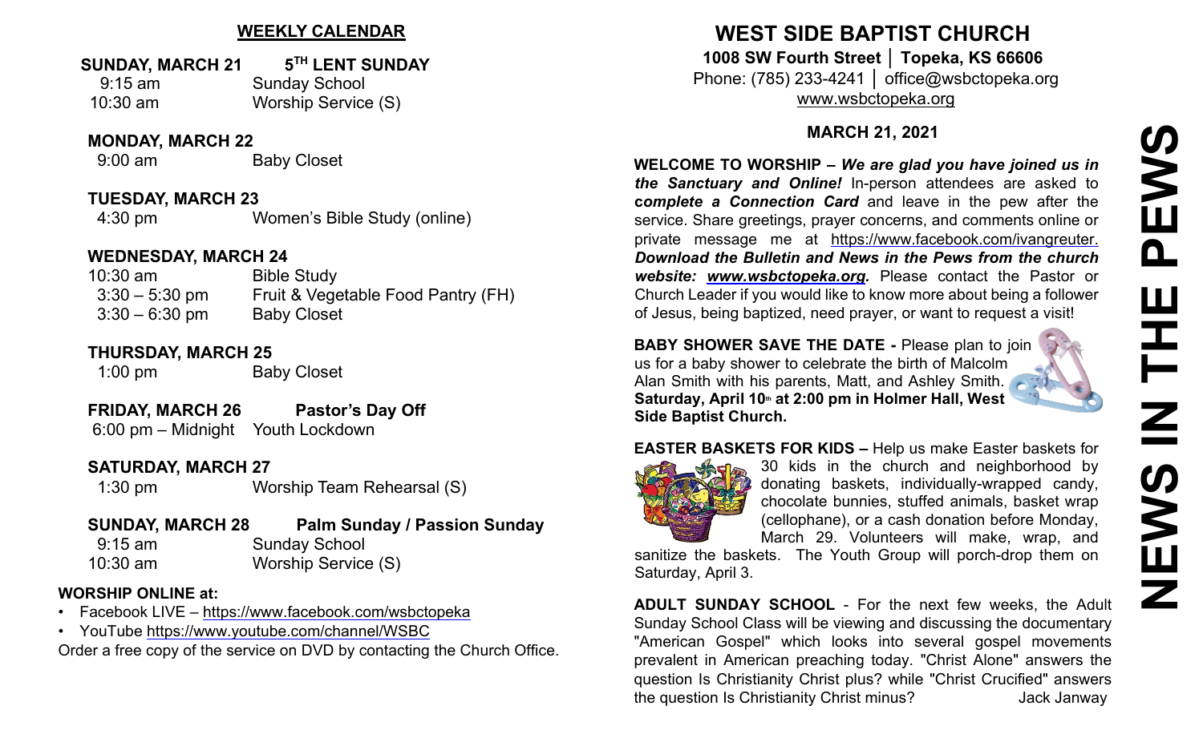## WEEKLY CALENDAR

**SUNDAY, MARCH 21** — **5TH LENT SUNDAY**

| | |
|---|---|
| 9:15 am | Sunday School |
| 10:30 am | Worship Service (S) |

**MONDAY, MARCH 22**

| | |
|---|---|
| 9:00 am | Baby Closet |

**TUESDAY, MARCH 23**

| | |
|---|---|
| 4:30 pm | Women's Bible Study (online) |

**WEDNESDAY, MARCH 24**

| | |
|---|---|
| 10:30 am | Bible Study |
| 3:30 – 5:30 pm | Fruit & Vegetable Food Pantry (FH) |
| 3:30 – 6:30 pm | Baby Closet |

**THURSDAY, MARCH 25**

| | |
|---|---|
| 1:00 pm | Baby Closet |

**FRIDAY, MARCH 26** — **Pastor's Day Off**

| | |
|---|---|
| 6:00 pm – Midnight | Youth Lockdown |

**SATURDAY, MARCH 27**

| | |
|---|---|
| 1:30 pm | Worship Team Rehearsal (S) |

**SUNDAY, MARCH 28** — **Palm Sunday / Passion Sunday**

| | |
|---|---|
| 9:15 am | Sunday School |
| 10:30 am | Worship Service (S) |

**WORSHIP ONLINE at:**

- Facebook LIVE – https://www.facebook.com/wsbctopeka
- YouTube https://www.youtube.com/channel/WSBC

Order a free copy of the service on DVD by contacting the Church Office.

# WEST SIDE BAPTIST CHURCH

**1008 SW Fourth Street │ Topeka, KS 66606**

Phone: (785) 233-4241 │ office@wsbctopeka.org

www.wsbctopeka.org

**MARCH 21, 2021**

# NEWS IN THE PEWS

**WELCOME TO WORSHIP –** ***We are glad you have joined us in the Sanctuary and Online!*** In-person attendees are asked to ***complete a Connection Card*** and leave in the pew after the service. Share greetings, prayer concerns, and comments online or private message me at https://www.facebook.com/ivangreuter. ***Download the Bulletin and News in the Pews from the church website: www.wsbctopeka.org.*** Please contact the Pastor or Church Leader if you would like to know more about being a follower of Jesus, being baptized, need prayer, or want to request a visit!

**BABY SHOWER SAVE THE DATE -** Please plan to join us for a baby shower to celebrate the birth of Malcolm Alan Smith with his parents, Matt, and Ashley Smith. **Saturday, April 10th at 2:00 pm in Holmer Hall, West Side Baptist Church.**

**EASTER BASKETS FOR KIDS –** Help us make Easter baskets for 30 kids in the church and neighborhood by donating baskets, individually-wrapped candy, chocolate bunnies, stuffed animals, basket wrap (cellophane), or a cash donation before Monday, March 29. Volunteers will make, wrap, and sanitize the baskets. The Youth Group will porch-drop them on Saturday, April 3.

**ADULT SUNDAY SCHOOL** - For the next few weeks, the Adult Sunday School Class will be viewing and discussing the documentary "American Gospel" which looks into several gospel movements prevalent in American preaching today. "Christ Alone" answers the question Is Christianity Christ plus? while "Christ Crucified" answers the question Is Christianity Christ minus? Jack Janway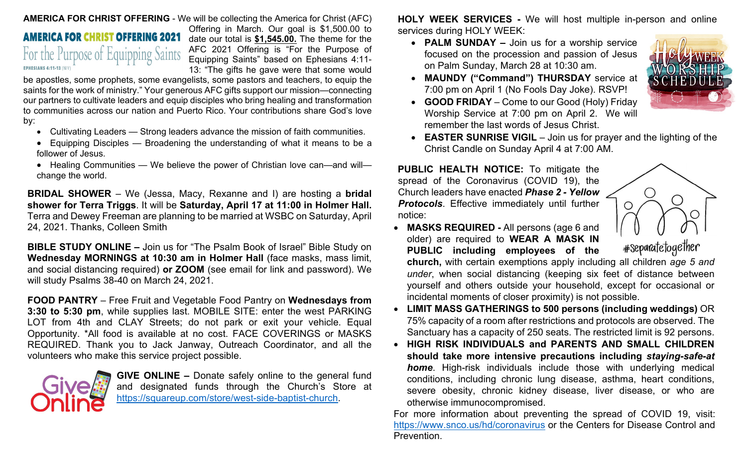**AMERICA FOR CHRIST OFFERING** - We will be collecting the America for Christ (AFC) Offering in March. Our goal is $1,500.00 to date our total is **$1,545.00.** The theme for the AFC 2021 Offering is "For the Purpose of Equipping Saints" based on Ephesians 4:11-13: "The gifts he gave were that some would be apostles, some prophets, some evangelists, some pastors and teachers, to equip the saints for the work of ministry." Your generous AFC gifts support our mission—connecting our partners to cultivate leaders and equip disciples who bring healing and transformation to communities across our nation and Puerto Rico. Your contributions share God's love by:

- Cultivating Leaders — Strong leaders advance the mission of faith communities.
- Equipping Disciples — Broadening the understanding of what it means to be a follower of Jesus.
- Healing Communities — We believe the power of Christian love can—and will—change the world.

**BRIDAL SHOWER** – We (Jessa, Macy, Rexanne and I) are hosting a **bridal shower for Terra Triggs**. It will be **Saturday, April 17 at 11:00 in Holmer Hall.** Terra and Dewey Freeman are planning to be married at WSBC on Saturday, April 24, 2021. Thanks, Colleen Smith

**BIBLE STUDY ONLINE –** Join us for "The Psalm Book of Israel" Bible Study on **Wednesday MORNINGS at 10:30 am in Holmer Hall** (face masks, mass limit, and social distancing required) **or ZOOM** (see email for link and password). We will study Psalms 38-40 on March 24, 2021.

**FOOD PANTRY** – Free Fruit and Vegetable Food Pantry on **Wednesdays from 3:30 to 5:30 pm**, while supplies last. MOBILE SITE: enter the west PARKING LOT from 4th and CLAY Streets; do not park or exit your vehicle. Equal Opportunity. *All food is available at no cost. FACE COVERINGS or MASKS REQUIRED. Thank you to Jack Janway, Outreach Coordinator, and all the volunteers who make this service project possible.

**GIVE ONLINE –** Donate safely online to the general fund and designated funds through the Church's Store at https://squareup.com/store/west-side-baptist-church.

**HOLY WEEK SERVICES -** We will host multiple in-person and online services during HOLY WEEK:

- **PALM SUNDAY –** Join us for a worship service focused on the procession and passion of Jesus on Palm Sunday, March 28 at 10:30 am.
- **MAUNDY ("Command") THURSDAY** service at 7:00 pm on April 1 (No Fools Day Joke). RSVP!
- **GOOD FRIDAY** – Come to our Good (Holy) Friday Worship Service at 7:00 pm on April 2. We will remember the last words of Jesus Christ.
- **EASTER SUNRISE VIGIL** – Join us for prayer and the lighting of the Christ Candle on Sunday April 4 at 7:00 AM.

**PUBLIC HEALTH NOTICE:** To mitigate the spread of the Coronavirus (COVID 19), the Church leaders have enacted ***Phase 2 - Yellow Protocols***. Effective immediately until further notice:

- **MASKS REQUIRED -** All persons (age 6 and older) are required to **WEAR A MASK IN PUBLIC including employees of the church,** with certain exemptions apply including all children *age 5 and under*, when social distancing (keeping six feet of distance between yourself and others outside your household, except for occasional or incidental moments of closer proximity) is not possible.
- **LIMIT MASS GATHERINGS to 500 persons (including weddings)** OR 75% capacity of a room after restrictions and protocols are observed. The Sanctuary has a capacity of 250 seats. The restricted limit is 92 persons.
- **HIGH RISK INDIVIDUALS and PARENTS AND SMALL CHILDREN should take more intensive precautions including *staying-safe-at home***. High-risk individuals include those with underlying medical conditions, including chronic lung disease, asthma, heart conditions, severe obesity, chronic kidney disease, liver disease, or who are otherwise immunocompromised.

For more information about preventing the spread of COVID 19, visit: https://www.snco.us/hd/coronavirus or the Centers for Disease Control and Prevention.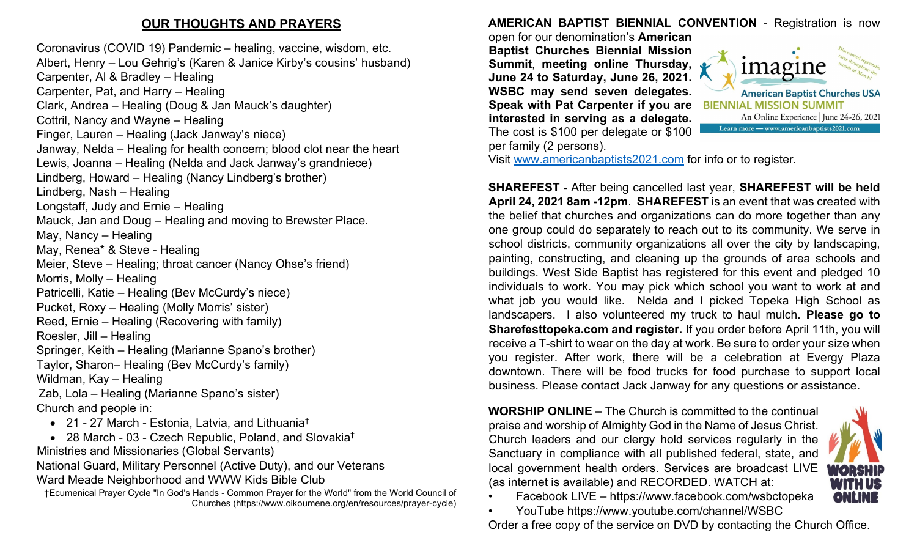## OUR THOUGHTS AND PRAYERS

Coronavirus (COVID 19) Pandemic – healing, vaccine, wisdom, etc.
Albert, Henry – Lou Gehrig's (Karen & Janice Kirby's cousins' husband)
Carpenter, Al & Bradley – Healing
Carpenter, Pat, and Harry – Healing
Clark, Andrea – Healing (Doug & Jan Mauck's daughter)
Cottril, Nancy and Wayne – Healing
Finger, Lauren – Healing (Jack Janway's niece)
Janway, Nelda – Healing for health concern; blood clot near the heart
Lewis, Joanna – Healing (Nelda and Jack Janway's grandniece)
Lindberg, Howard – Healing (Nancy Lindberg's brother)
Lindberg, Nash – Healing
Longstaff, Judy and Ernie – Healing
Mauck, Jan and Doug – Healing and moving to Brewster Place.
May, Nancy – Healing
May, Renea* & Steve - Healing
Meier, Steve – Healing; throat cancer (Nancy Ohse's friend)
Morris, Molly – Healing
Patricelli, Katie – Healing (Bev McCurdy's niece)
Pucket, Roxy – Healing (Molly Morris' sister)
Reed, Ernie – Healing (Recovering with family)
Roesler, Jill – Healing
Springer, Keith – Healing (Marianne Spano's brother)
Taylor, Sharon– Healing (Bev McCurdy's family)
Wildman, Kay – Healing
Zab, Lola – Healing (Marianne Spano's sister)
Church and people in:

- 21 - 27 March - Estonia, Latvia, and Lithuania†
- 28 March - 03 - Czech Republic, Poland, and Slovakia†

Ministries and Missionaries (Global Servants)
National Guard, Military Personnel (Active Duty), and our Veterans
Ward Meade Neighborhood and WWW Kids Bible Club

†Ecumenical Prayer Cycle "In God's Hands - Common Prayer for the World" from the World Council of Churches (https://www.oikoumene.org/en/resources/prayer-cycle)

**AMERICAN BAPTIST BIENNIAL CONVENTION** - Registration is now open for our denomination's **American Baptist Churches Biennial Mission Summit**, **meeting online Thursday, June 24 to Saturday, June 26, 2021. WSBC may send seven delegates. Speak with Pat Carpenter if you are interested in serving as a delegate.** The cost is $100 per delegate or $100 per family (2 persons).
Visit www.americanbaptists2021.com for info or to register.

imagine
American Baptist Churches USA
BIENNIAL MISSION SUMMIT
An Online Experience | June 24-26, 2021
Learn more — www.americanbaptists2021.com
Discounted registration rates throughout the month of March!

**SHAREFEST** - After being cancelled last year, **SHAREFEST will be held April 24, 2021 8am -12pm**. **SHAREFEST** is an event that was created with the belief that churches and organizations can do more together than any one group could do separately to reach out to its community. We serve in school districts, community organizations all over the city by landscaping, painting, constructing, and cleaning up the grounds of area schools and buildings. West Side Baptist has registered for this event and pledged 10 individuals to work. You may pick which school you want to work at and what job you would like. Nelda and I picked Topeka High School as landscapers. I also volunteered my truck to haul mulch. **Please go to Sharefesttopeka.com and register.** If you order before April 11th, you will receive a T-shirt to wear on the day at work. Be sure to order your size when you register. After work, there will be a celebration at Evergy Plaza downtown. There will be food trucks for food purchase to support local business. Please contact Jack Janway for any questions or assistance.

**WORSHIP ONLINE** – The Church is committed to the continual praise and worship of Almighty God in the Name of Jesus Christ. Church leaders and our clergy hold services regularly in the Sanctuary in compliance with all published federal, state, and local government health orders. Services are broadcast LIVE (as internet is available) and RECORDED. WATCH at:

- Facebook LIVE – https://www.facebook.com/wsbctopeka
- YouTube https://www.youtube.com/channel/WSBC

Order a free copy of the service on DVD by contacting the Church Office.

WORSHIP WITH US ONLINE